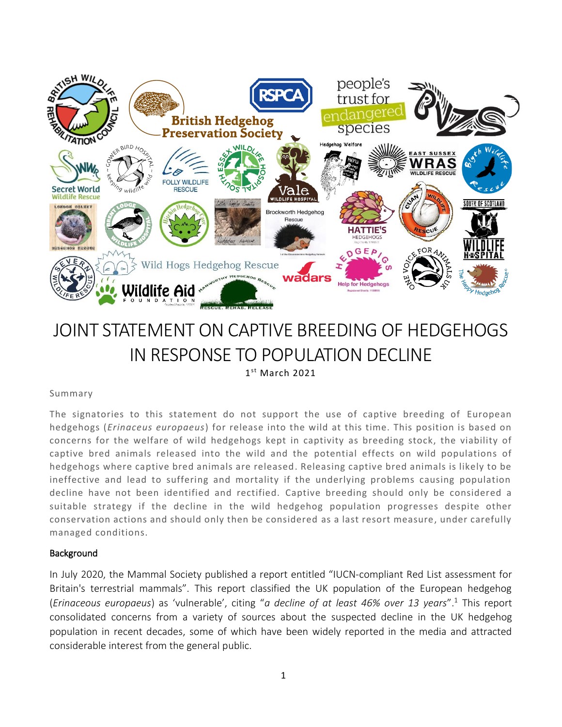# JOINT STATEMENT ON CAPTIVE BREEDING OF HEDGEHOGS IN RESPONSE TO POPULATION DECLINE

1st March 2021

## Summary

The signatories to this statement do not support the use of captive breeding of European hedgehogs (*Erinaceus europaeus*) for release into the wild at this time. This position is based on concerns for the welfare of wild hedgehogs kept in captivity as breeding stock, the viability of captive bred animals released into the wild and the potential effects on wild populations of hedgehogs where captive bred animals are released. Releasing captive bred animals is likely to be ineffective and lead to suffering and mortality if the underlying problems causing population decline have not been identified and rectified. Captive breeding should only be considered a suitable strategy if the decline in the wild hedgehog population progresses despite other conservation actions and should only then be considered as a last resort measure, under carefully managed conditions.

## Background

In July 2020, the Mammal Society published a report entitled "IUCN-compliant Red List assessment for Britain's terrestrial mammals". This report classified the UK population of the European hedgehog (*Erinaceous europaeus*) as 'vulnerable', citing "*a decline of at least 46% over 13 years*".[1] This report consolidated concerns from a variety of sources about the suspected decline in the UK hedgehog population in recent decades, some of which have been widely reported in the media and attracted considerable interest from the general public.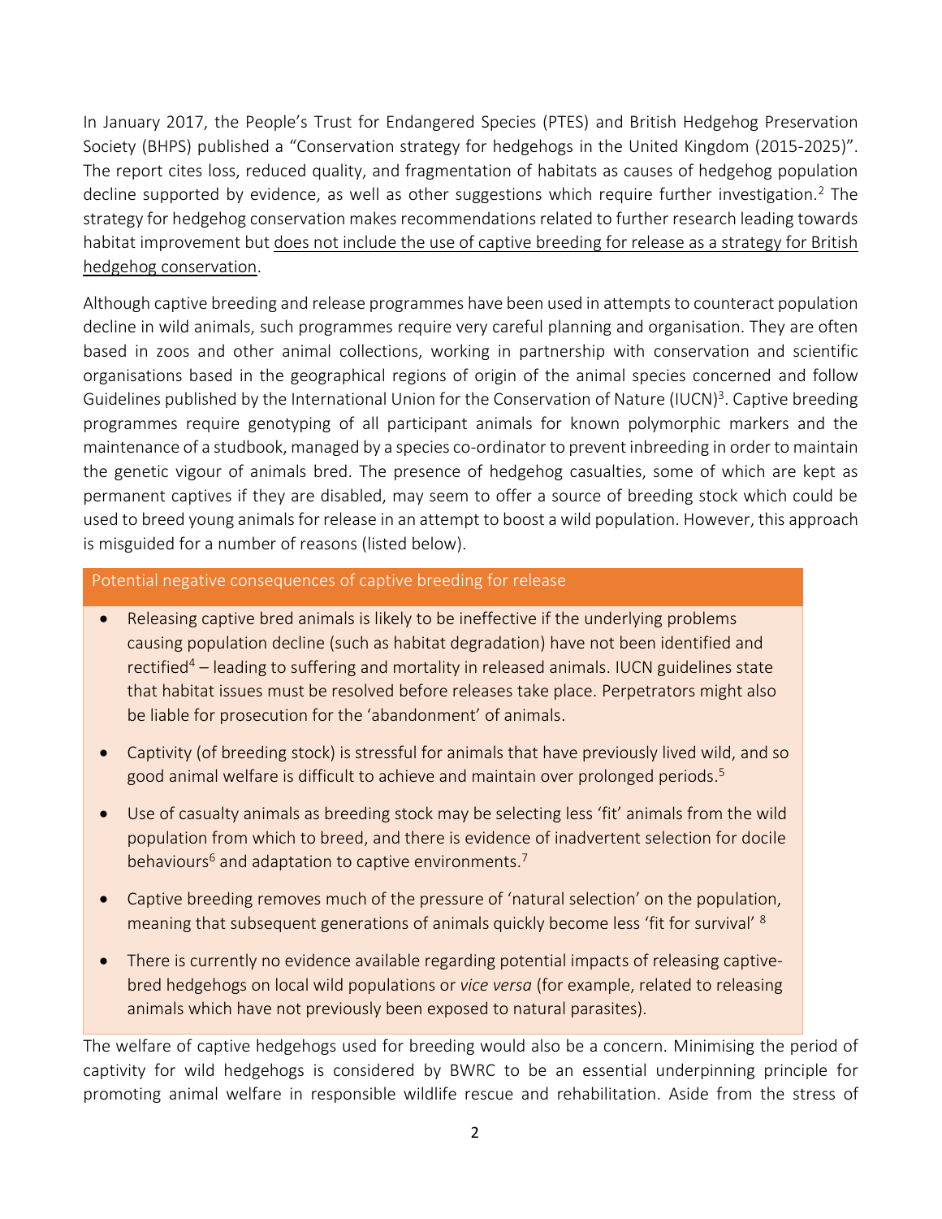In January 2017, the People's Trust for Endangered Species (PTES) and British Hedgehog Preservation Society (BHPS) published a "Conservation strategy for hedgehogs in the United Kingdom (2015-2025)". The report cites loss, reduced quality, and fragmentation of habitats as causes of hedgehog population decline supported by evidence, as well as other suggestions which require further investigation.[2] The strategy for hedgehog conservation makes recommendations related to further research leading towards habitat improvement but <u>does not include the use of captive breeding for release as a strategy for British hedgehog conservation</u>.

Although captive breeding and release programmes have been used in attempts to counteract population decline in wild animals, such programmes require very careful planning and organisation. They are often based in zoos and other animal collections, working in partnership with conservation and scientific organisations based in the geographical regions of origin of the animal species concerned and follow Guidelines published by the International Union for the Conservation of Nature (IUCN)[3]. Captive breeding programmes require genotyping of all participant animals for known polymorphic markers and the maintenance of a studbook, managed by a species co-ordinator to prevent inbreeding in order to maintain the genetic vigour of animals bred. The presence of hedgehog casualties, some of which are kept as permanent captives if they are disabled, may seem to offer a source of breeding stock which could be used to breed young animals for release in an attempt to boost a wild population. However, this approach is misguided for a number of reasons (listed below).

**Potential negative consequences of captive breeding for release**

- Releasing captive bred animals is likely to be ineffective if the underlying problems causing population decline (such as habitat degradation) have not been identified and rectified[4] – leading to suffering and mortality in released animals. IUCN guidelines state that habitat issues must be resolved before releases take place. Perpetrators might also be liable for prosecution for the 'abandonment' of animals.
- Captivity (of breeding stock) is stressful for animals that have previously lived wild, and so good animal welfare is difficult to achieve and maintain over prolonged periods.[5]
- Use of casualty animals as breeding stock may be selecting less 'fit' animals from the wild population from which to breed, and there is evidence of inadvertent selection for docile behaviours[6] and adaptation to captive environments.[7]
- Captive breeding removes much of the pressure of 'natural selection' on the population, meaning that subsequent generations of animals quickly become less 'fit for survival'[8]
- There is currently no evidence available regarding potential impacts of releasing captive-bred hedgehogs on local wild populations or *vice versa* (for example, related to releasing animals which have not previously been exposed to natural parasites).

The welfare of captive hedgehogs used for breeding would also be a concern. Minimising the period of captivity for wild hedgehogs is considered by BWRC to be an essential underpinning principle for promoting animal welfare in responsible wildlife rescue and rehabilitation. Aside from the stress of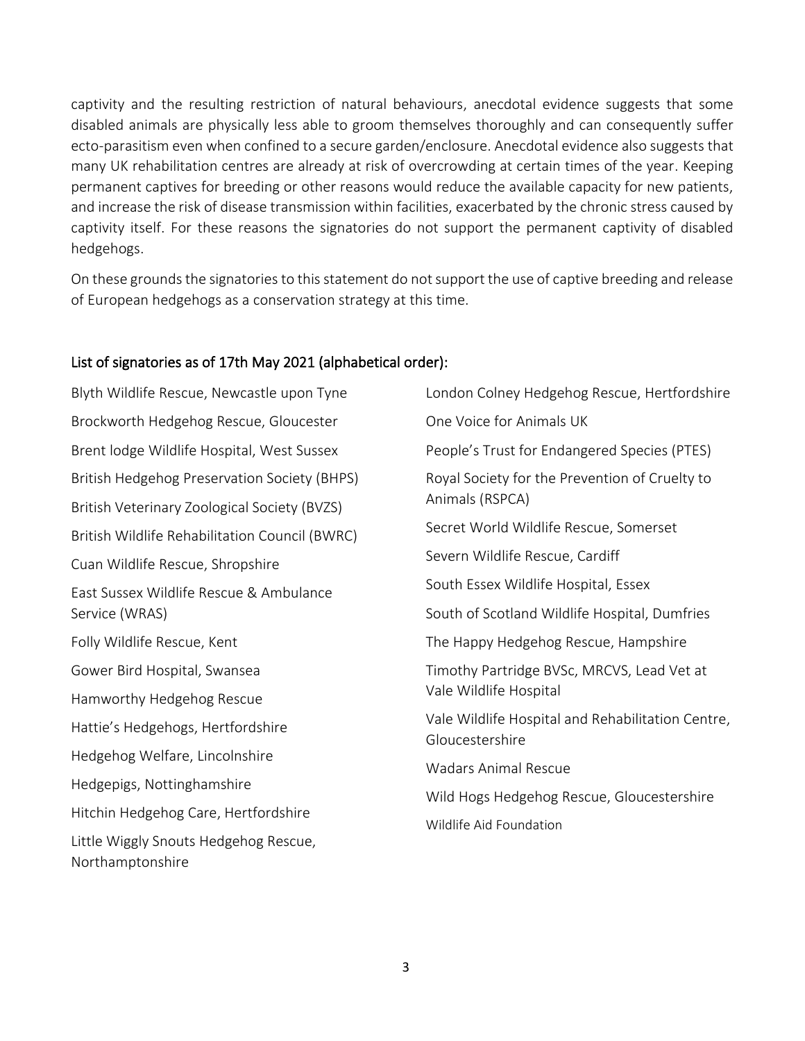captivity and the resulting restriction of natural behaviours, anecdotal evidence suggests that some disabled animals are physically less able to groom themselves thoroughly and can consequently suffer ecto-parasitism even when confined to a secure garden/enclosure. Anecdotal evidence also suggests that many UK rehabilitation centres are already at risk of overcrowding at certain times of the year. Keeping permanent captives for breeding or other reasons would reduce the available capacity for new patients, and increase the risk of disease transmission within facilities, exacerbated by the chronic stress caused by captivity itself. For these reasons the signatories do not support the permanent captivity of disabled hedgehogs.

On these grounds the signatories to this statement do not support the use of captive breeding and release of European hedgehogs as a conservation strategy at this time.

## List of signatories as of 17th May 2021 (alphabetical order):

- Blyth Wildlife Rescue, Newcastle upon Tyne
- Brockworth Hedgehog Rescue, Gloucester
- Brent lodge Wildlife Hospital, West Sussex
- British Hedgehog Preservation Society (BHPS)
- British Veterinary Zoological Society (BVZS)
- British Wildlife Rehabilitation Council (BWRC)
- Cuan Wildlife Rescue, Shropshire
- East Sussex Wildlife Rescue & Ambulance Service (WRAS)
- Folly Wildlife Rescue, Kent
- Gower Bird Hospital, Swansea
- Hamworthy Hedgehog Rescue
- Hattie's Hedgehogs, Hertfordshire
- Hedgehog Welfare, Lincolnshire
- Hedgepigs, Nottinghamshire
- Hitchin Hedgehog Care, Hertfordshire
- Little Wiggly Snouts Hedgehog Rescue, Northamptonshire
- London Colney Hedgehog Rescue, Hertfordshire
- One Voice for Animals UK
- People's Trust for Endangered Species (PTES)
- Royal Society for the Prevention of Cruelty to Animals (RSPCA)
- Secret World Wildlife Rescue, Somerset
- Severn Wildlife Rescue, Cardiff
- South Essex Wildlife Hospital, Essex
- South of Scotland Wildlife Hospital, Dumfries
- The Happy Hedgehog Rescue, Hampshire
- Timothy Partridge BVSc, MRCVS, Lead Vet at Vale Wildlife Hospital
- Vale Wildlife Hospital and Rehabilitation Centre, Gloucestershire
- Wadars Animal Rescue
- Wild Hogs Hedgehog Rescue, Gloucestershire
- Wildlife Aid Foundation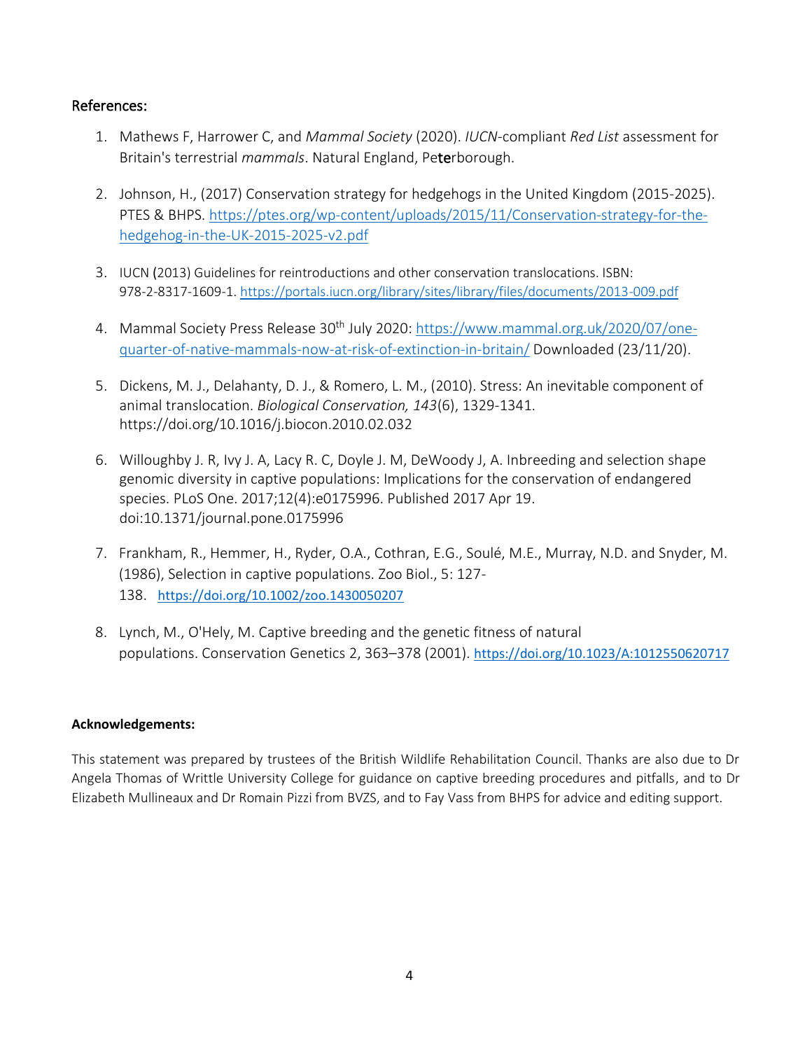## References:

1. Mathews F, Harrower C, and *Mammal Society* (2020). *IUCN*-compliant *Red List* assessment for Britain's terrestrial *mammals*. Natural England, Peterborough.

2. Johnson, H., (2017) Conservation strategy for hedgehogs in the United Kingdom (2015-2025). PTES & BHPS. https://ptes.org/wp-content/uploads/2015/11/Conservation-strategy-for-the-hedgehog-in-the-UK-2015-2025-v2.pdf

3. IUCN (2013) Guidelines for reintroductions and other conservation translocations. ISBN: 978-2-8317-1609-1. https://portals.iucn.org/library/sites/library/files/documents/2013-009.pdf

4. Mammal Society Press Release 30th July 2020: https://www.mammal.org.uk/2020/07/one-quarter-of-native-mammals-now-at-risk-of-extinction-in-britain/ Downloaded (23/11/20).

5. Dickens, M. J., Delahanty, D. J., & Romero, L. M., (2010). Stress: An inevitable component of animal translocation. *Biological Conservation, 143*(6), 1329-1341. https://doi.org/10.1016/j.biocon.2010.02.032

6. Willoughby J. R, Ivy J. A, Lacy R. C, Doyle J. M, DeWoody J, A. Inbreeding and selection shape genomic diversity in captive populations: Implications for the conservation of endangered species. PLoS One. 2017;12(4):e0175996. Published 2017 Apr 19. doi:10.1371/journal.pone.0175996

7. Frankham, R., Hemmer, H., Ryder, O.A., Cothran, E.G., Soulé, M.E., Murray, N.D. and Snyder, M. (1986), Selection in captive populations. Zoo Biol., 5: 127-138. https://doi.org/10.1002/zoo.1430050207

8. Lynch, M., O'Hely, M. Captive breeding and the genetic fitness of natural populations. Conservation Genetics 2, 363–378 (2001). https://doi.org/10.1023/A:1012550620717

**Acknowledgements:**

This statement was prepared by trustees of the British Wildlife Rehabilitation Council. Thanks are also due to Dr Angela Thomas of Writtle University College for guidance on captive breeding procedures and pitfalls, and to Dr Elizabeth Mullineaux and Dr Romain Pizzi from BVZS, and to Fay Vass from BHPS for advice and editing support.